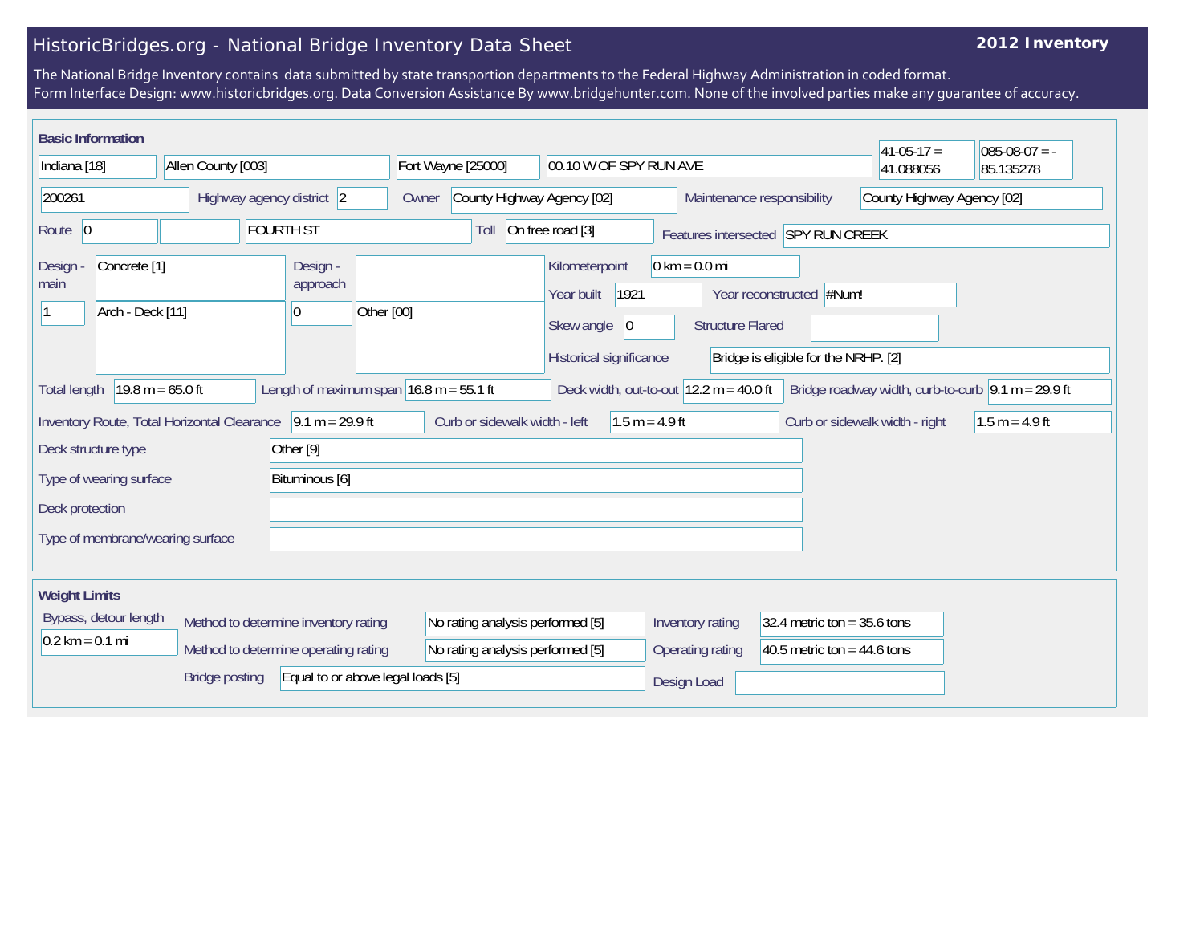# HistoricBridges.org - National Bridge Inventory Data Sheet

**2012 Inventory**

The National Bridge Inventory contains data submitted by state transportion departments to the Federal Highway Administration in coded format.
Form Interface Design: www.historicbridges.org. Data Conversion Assistance By www.bridgehunter.com. None of the involved parties make any guarantee of accuracy.

## Basic Information

| | |
|---|---|
| State | Indiana [18] |
| County | Allen County [003] |
| Place | Fort Wayne [25000] |
| Location | 00.10 W OF SPY RUN AVE |
| Latitude | 41-05-17 = 41.088056 |
| Longitude | 085-08-07 = -85.135278 |
| Structure number | 200261 |
| Highway agency district | 2 |
| Owner | County Highway Agency [02] |
| Maintenance responsibility | County Highway Agency [02] |
| Route | 0 |
| Facility carried | FOURTH ST |
| Toll | On free road [3] |
| Features intersected | SPY RUN CREEK |
| Design - main | Concrete [1] |
| | 1 — Arch - Deck [11] |
| Design - approach | |
| | 0 — Other [00] |
| Kilometerpoint | 0 km = 0.0 mi |
| Year built | 1921 |
| Year reconstructed | #Num! |
| Skew angle | 0 |
| Structure Flared | |
| Historical significance | Bridge is eligible for the NRHP. [2] |
| Total length | 19.8 m = 65.0 ft |
| Length of maximum span | 16.8 m = 55.1 ft |
| Deck width, out-to-out | 12.2 m = 40.0 ft |
| Bridge roadway width, curb-to-curb | 9.1 m = 29.9 ft |
| Inventory Route, Total Horizontal Clearance | 9.1 m = 29.9 ft |
| Curb or sidewalk width - left | 1.5 m = 4.9 ft |
| Curb or sidewalk width - right | 1.5 m = 4.9 ft |
| Deck structure type | Other [9] |
| Type of wearing surface | Bituminous [6] |
| Deck protection | |
| Type of membrane/wearing surface | |

## Weight Limits

| | |
|---|---|
| Bypass, detour length | 0.2 km = 0.1 mi |
| Method to determine inventory rating | No rating analysis performed [5] |
| Method to determine operating rating | No rating analysis performed [5] |
| Bridge posting | Equal to or above legal loads [5] |
| Inventory rating | 32.4 metric ton = 35.6 tons |
| Operating rating | 40.5 metric ton = 44.6 tons |
| Design Load | |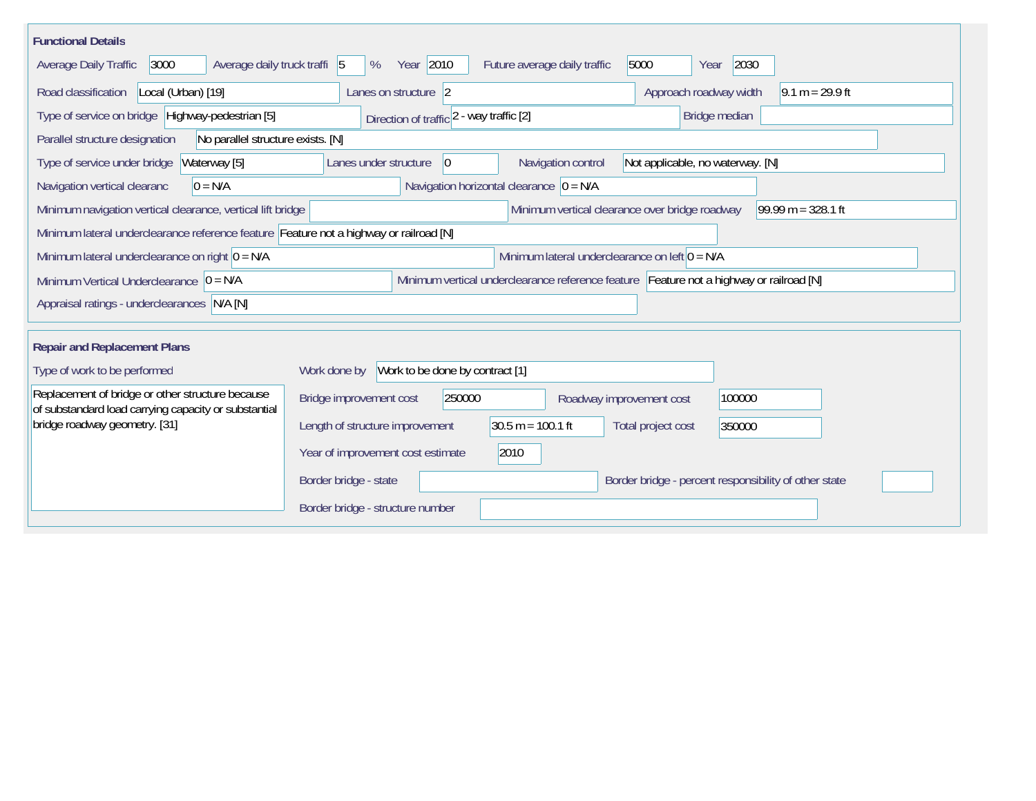## Functional Details

| Field | Value |
|---|---|
| Average Daily Traffic | 3000 |
| Average daily truck traffi | 5 % |
| Year | 2010 |
| Future average daily traffic | 5000 |
| Year | 2030 |
| Road classification | Local (Urban) [19] |
| Lanes on structure | 2 |
| Approach roadway width | 9.1 m = 29.9 ft |
| Type of service on bridge | Highway-pedestrian [5] |
| Direction of traffic | 2 - way traffic [2] |
| Bridge median | |
| Parallel structure designation | No parallel structure exists. [N] |
| Type of service under bridge | Waterway [5] |
| Lanes under structure | 0 |
| Navigation control | Not applicable, no waterway. [N] |
| Navigation vertical clearanc | 0 = N/A |
| Navigation horizontal clearance | 0 = N/A |
| Minimum navigation vertical clearance, vertical lift bridge | |
| Minimum vertical clearance over bridge roadway | 99.99 m = 328.1 ft |
| Minimum lateral underclearance reference feature | Feature not a highway or railroad [N] |
| Minimum lateral underclearance on right | 0 = N/A |
| Minimum lateral underclearance on left | 0 = N/A |
| Minimum Vertical Underclearance | 0 = N/A |
| Minimum vertical underclearance reference feature | Feature not a highway or railroad [N] |
| Appraisal ratings - underclearances | N/A [N] |

## Repair and Replacement Plans

| Field | Value |
|---|---|
| Type of work to be performed | Replacement of bridge or other structure because of substandard load carrying capacity or substantial bridge roadway geometry. [31] |
| Work done by | Work to be done by contract [1] |
| Bridge improvement cost | 250000 |
| Roadway improvement cost | 100000 |
| Length of structure improvement | 30.5 m = 100.1 ft |
| Total project cost | 350000 |
| Year of improvement cost estimate | 2010 |
| Border bridge - state | |
| Border bridge - percent responsibility of other state | |
| Border bridge - structure number | |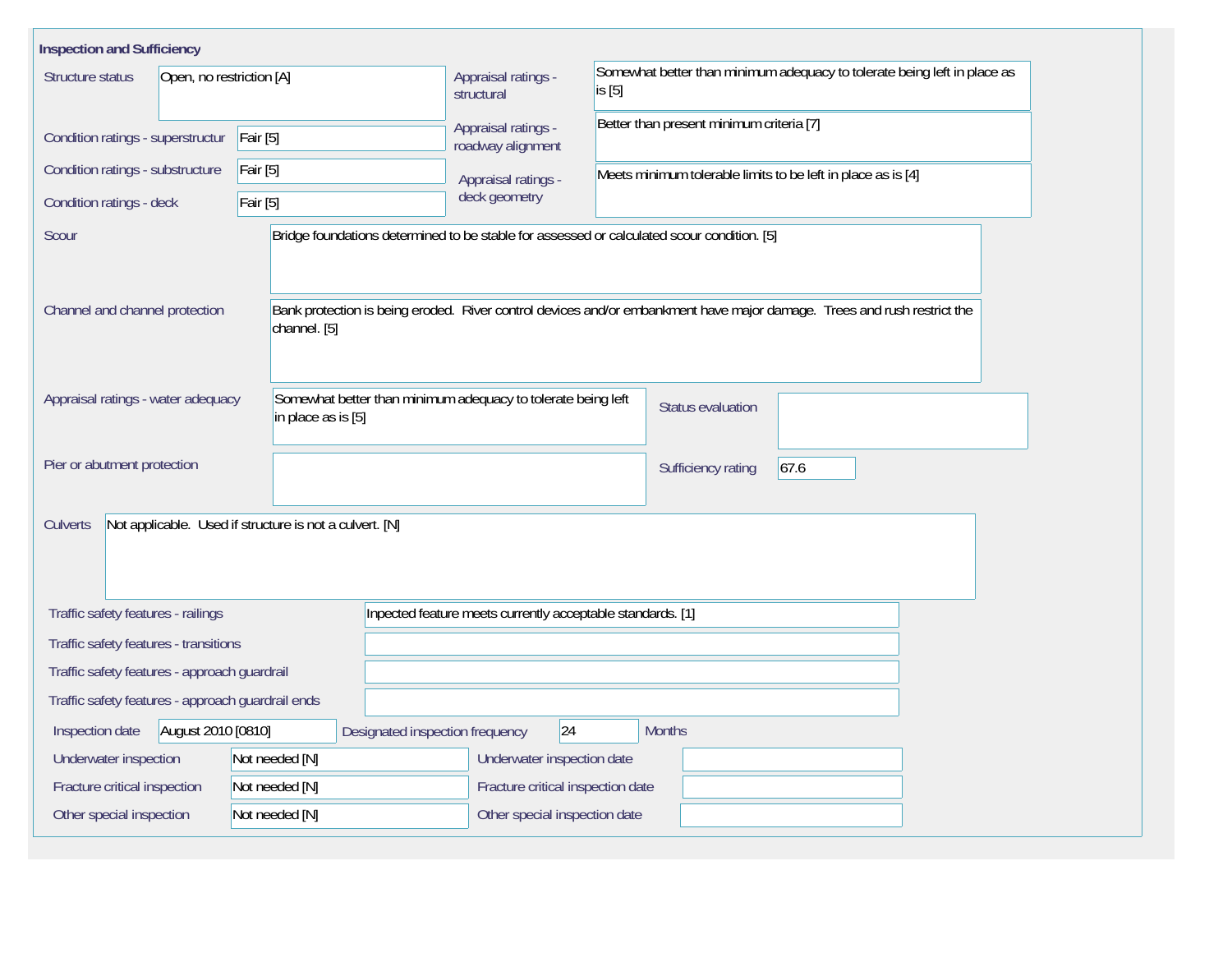## Inspection and Sufficiency

| | |
|---|---|
| Structure status | Open, no restriction [A] |
| Appraisal ratings - structural | Somewhat better than minimum adequacy to tolerate being left in place as is [5] |
| Condition ratings - superstructur | Fair [5] |
| Appraisal ratings - roadway alignment | Better than present minimum criteria [7] |
| Condition ratings - substructure | Fair [5] |
| Appraisal ratings - deck geometry | Meets minimum tolerable limits to be left in place as is [4] |
| Condition ratings - deck | Fair [5] |
| Scour | Bridge foundations determined to be stable for assessed or calculated scour condition. [5] |
| Channel and channel protection | Bank protection is being eroded. River control devices and/or embankment have major damage. Trees and rush restrict the channel. [5] |
| Appraisal ratings - water adequacy | Somewhat better than minimum adequacy to tolerate being left in place as is [5] |
| Status evaluation | |
| Pier or abutment protection | |
| Sufficiency rating | 67.6 |
| Culverts | Not applicable. Used if structure is not a culvert. [N] |
| Traffic safety features - railings | Inpected feature meets currently acceptable standards. [1] |
| Traffic safety features - transitions | |
| Traffic safety features - approach guardrail | |
| Traffic safety features - approach guardrail ends | |
| Inspection date | August 2010 [0810] |
| Designated inspection frequency | 24 Months |
| Underwater inspection | Not needed [N] |
| Underwater inspection date | |
| Fracture critical inspection | Not needed [N] |
| Fracture critical inspection date | |
| Other special inspection | Not needed [N] |
| Other special inspection date | |